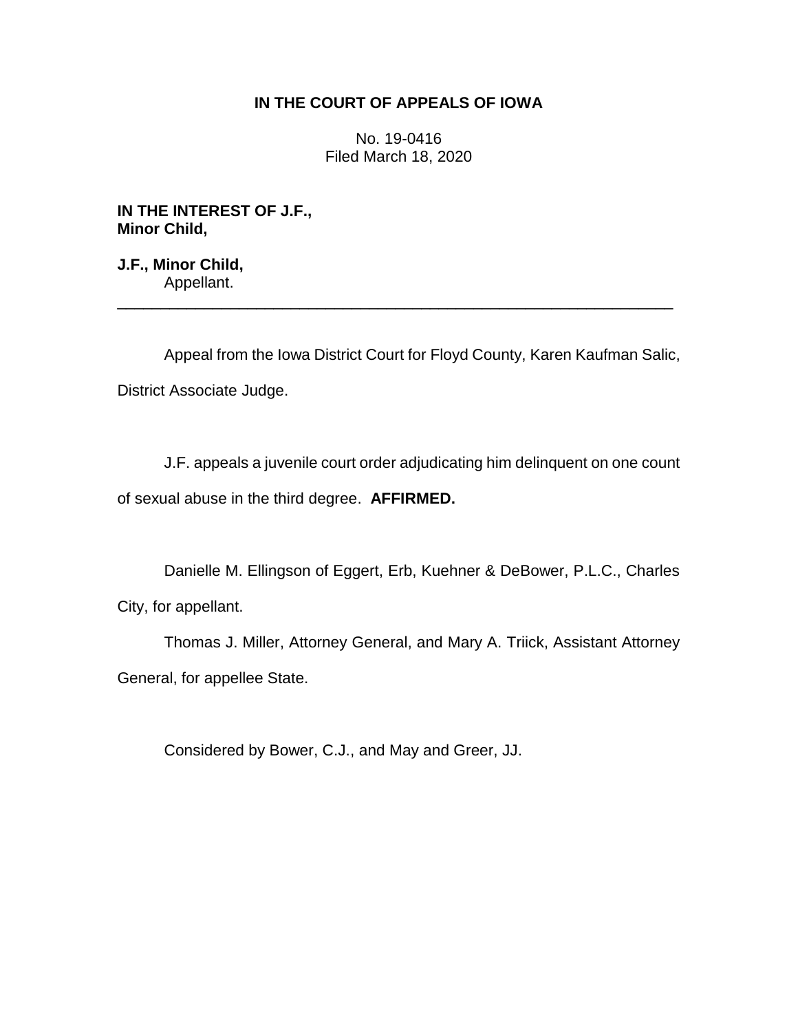# IN THE COURT OF APPEALS OF IOWA

No. 19-0416
Filed March 18, 2020

**IN THE INTEREST OF J.F., Minor Child,**

**J.F., Minor Child,**
Appellant.

---

Appeal from the Iowa District Court for Floyd County, Karen Kaufman Salic, District Associate Judge.

J.F. appeals a juvenile court order adjudicating him delinquent on one count of sexual abuse in the third degree. **AFFIRMED.**

Danielle M. Ellingson of Eggert, Erb, Kuehner & DeBower, P.L.C., Charles City, for appellant.

Thomas J. Miller, Attorney General, and Mary A. Triick, Assistant Attorney General, for appellee State.

Considered by Bower, C.J., and May and Greer, JJ.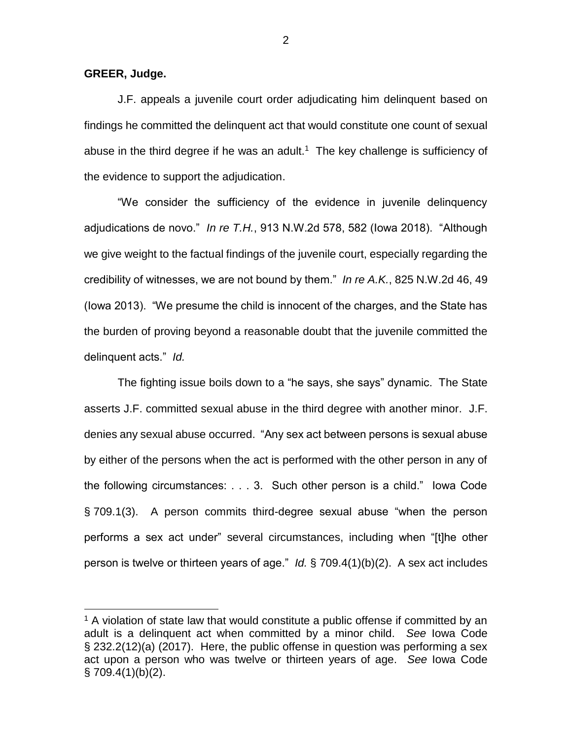**GREER, Judge.**

J.F. appeals a juvenile court order adjudicating him delinquent based on findings he committed the delinquent act that would constitute one count of sexual abuse in the third degree if he was an adult.[1] The key challenge is sufficiency of the evidence to support the adjudication.

"We consider the sufficiency of the evidence in juvenile delinquency adjudications de novo." *In re T.H.*, 913 N.W.2d 578, 582 (Iowa 2018). "Although we give weight to the factual findings of the juvenile court, especially regarding the credibility of witnesses, we are not bound by them." *In re A.K.*, 825 N.W.2d 46, 49 (Iowa 2013). "We presume the child is innocent of the charges, and the State has the burden of proving beyond a reasonable doubt that the juvenile committed the delinquent acts." *Id.*

The fighting issue boils down to a "he says, she says" dynamic. The State asserts J.F. committed sexual abuse in the third degree with another minor. J.F. denies any sexual abuse occurred. "Any sex act between persons is sexual abuse by either of the persons when the act is performed with the other person in any of the following circumstances: . . . 3. Such other person is a child." Iowa Code § 709.1(3). A person commits third-degree sexual abuse "when the person performs a sex act under" several circumstances, including when "[t]he other person is twelve or thirteen years of age." *Id.* § 709.4(1)(b)(2). A sex act includes

---

[1] A violation of state law that would constitute a public offense if committed by an adult is a delinquent act when committed by a minor child. *See* Iowa Code § 232.2(12)(a) (2017). Here, the public offense in question was performing a sex act upon a person who was twelve or thirteen years of age. *See* Iowa Code § 709.4(1)(b)(2).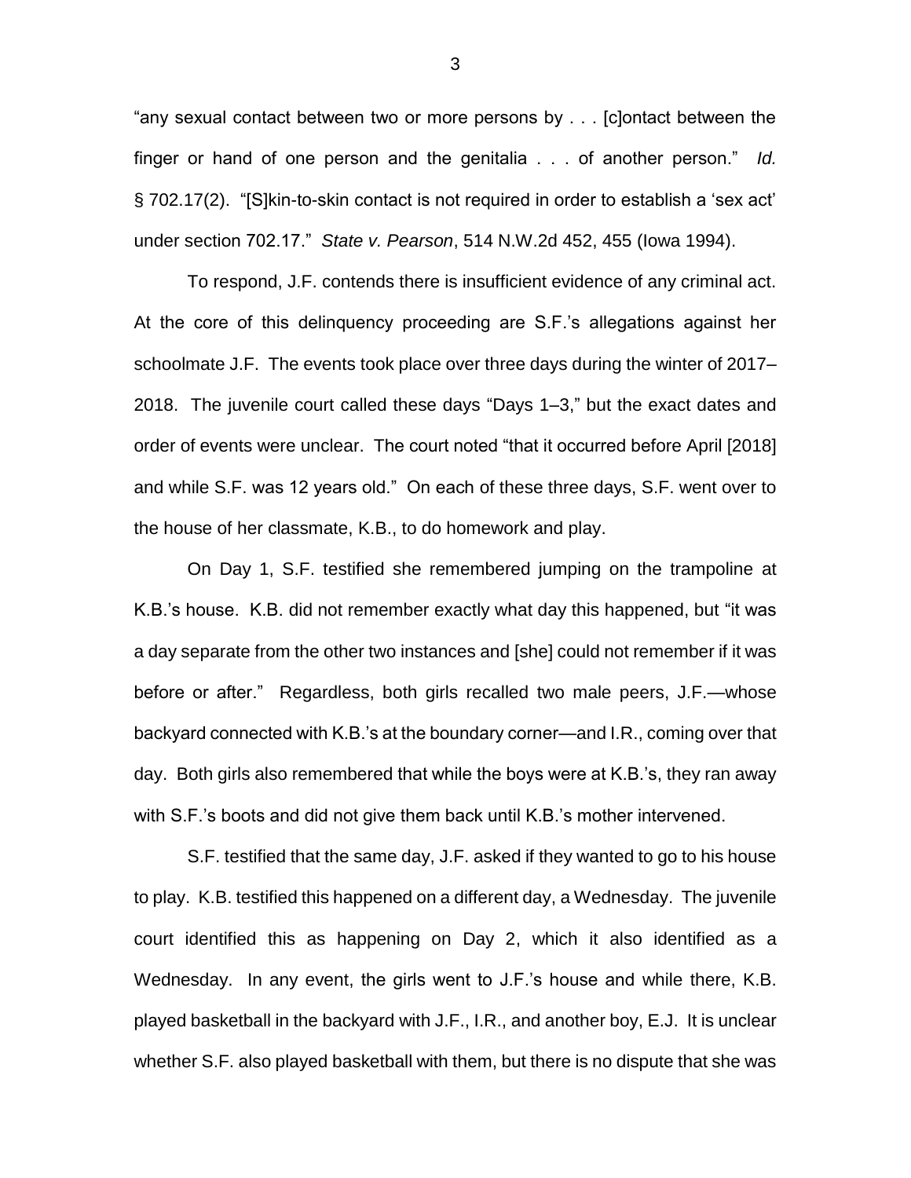"any sexual contact between two or more persons by . . . [c]ontact between the finger or hand of one person and the genitalia . . . of another person." *Id.* § 702.17(2). "[S]kin-to-skin contact is not required in order to establish a 'sex act' under section 702.17." *State v. Pearson*, 514 N.W.2d 452, 455 (Iowa 1994).

To respond, J.F. contends there is insufficient evidence of any criminal act. At the core of this delinquency proceeding are S.F.'s allegations against her schoolmate J.F. The events took place over three days during the winter of 2017–2018. The juvenile court called these days "Days 1–3," but the exact dates and order of events were unclear. The court noted "that it occurred before April [2018] and while S.F. was 12 years old." On each of these three days, S.F. went over to the house of her classmate, K.B., to do homework and play.

On Day 1, S.F. testified she remembered jumping on the trampoline at K.B.'s house. K.B. did not remember exactly what day this happened, but "it was a day separate from the other two instances and [she] could not remember if it was before or after." Regardless, both girls recalled two male peers, J.F.—whose backyard connected with K.B.'s at the boundary corner—and I.R., coming over that day. Both girls also remembered that while the boys were at K.B.'s, they ran away with S.F.'s boots and did not give them back until K.B.'s mother intervened.

S.F. testified that the same day, J.F. asked if they wanted to go to his house to play. K.B. testified this happened on a different day, a Wednesday. The juvenile court identified this as happening on Day 2, which it also identified as a Wednesday. In any event, the girls went to J.F.'s house and while there, K.B. played basketball in the backyard with J.F., I.R., and another boy, E.J. It is unclear whether S.F. also played basketball with them, but there is no dispute that she was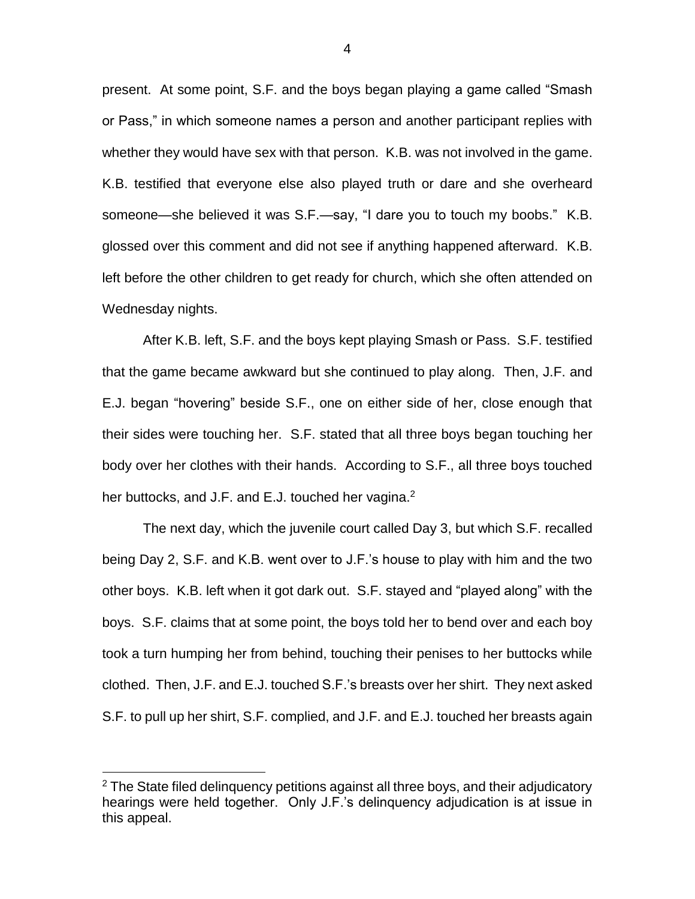present. At some point, S.F. and the boys began playing a game called "Smash or Pass," in which someone names a person and another participant replies with whether they would have sex with that person. K.B. was not involved in the game. K.B. testified that everyone else also played truth or dare and she overheard someone—she believed it was S.F.—say, "I dare you to touch my boobs." K.B. glossed over this comment and did not see if anything happened afterward. K.B. left before the other children to get ready for church, which she often attended on Wednesday nights.

After K.B. left, S.F. and the boys kept playing Smash or Pass. S.F. testified that the game became awkward but she continued to play along. Then, J.F. and E.J. began "hovering" beside S.F., one on either side of her, close enough that their sides were touching her. S.F. stated that all three boys began touching her body over her clothes with their hands. According to S.F., all three boys touched her buttocks, and J.F. and E.J. touched her vagina.[2]

The next day, which the juvenile court called Day 3, but which S.F. recalled being Day 2, S.F. and K.B. went over to J.F.'s house to play with him and the two other boys. K.B. left when it got dark out. S.F. stayed and "played along" with the boys. S.F. claims that at some point, the boys told her to bend over and each boy took a turn humping her from behind, touching their penises to her buttocks while clothed. Then, J.F. and E.J. touched S.F.'s breasts over her shirt. They next asked S.F. to pull up her shirt, S.F. complied, and J.F. and E.J. touched her breasts again

---

[2] The State filed delinquency petitions against all three boys, and their adjudicatory hearings were held together. Only J.F.'s delinquency adjudication is at issue in this appeal.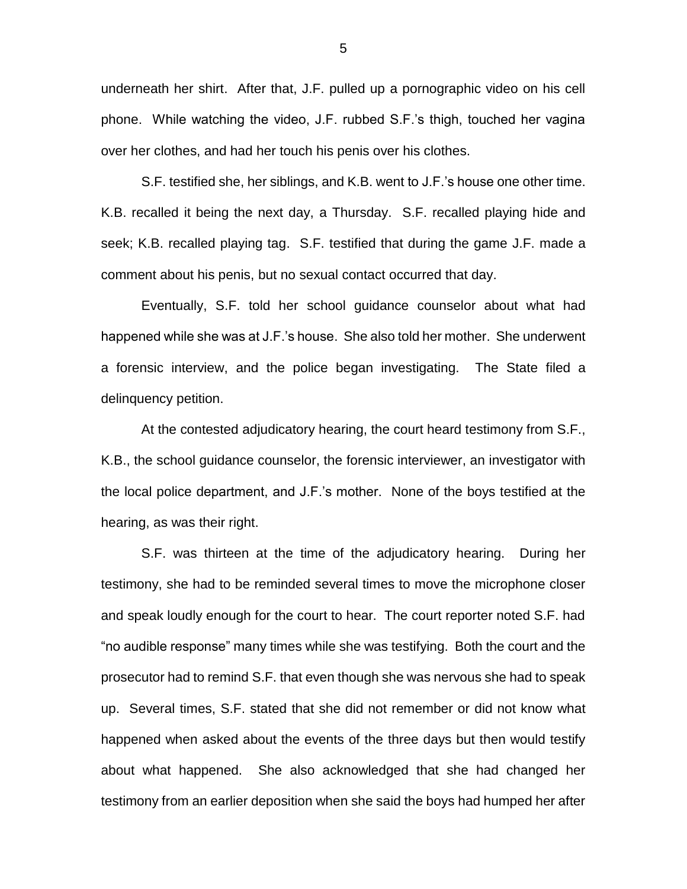underneath her shirt. After that, J.F. pulled up a pornographic video on his cell phone. While watching the video, J.F. rubbed S.F.'s thigh, touched her vagina over her clothes, and had her touch his penis over his clothes.

S.F. testified she, her siblings, and K.B. went to J.F.'s house one other time. K.B. recalled it being the next day, a Thursday. S.F. recalled playing hide and seek; K.B. recalled playing tag. S.F. testified that during the game J.F. made a comment about his penis, but no sexual contact occurred that day.

Eventually, S.F. told her school guidance counselor about what had happened while she was at J.F.'s house. She also told her mother. She underwent a forensic interview, and the police began investigating. The State filed a delinquency petition.

At the contested adjudicatory hearing, the court heard testimony from S.F., K.B., the school guidance counselor, the forensic interviewer, an investigator with the local police department, and J.F.'s mother. None of the boys testified at the hearing, as was their right.

S.F. was thirteen at the time of the adjudicatory hearing. During her testimony, she had to be reminded several times to move the microphone closer and speak loudly enough for the court to hear. The court reporter noted S.F. had "no audible response" many times while she was testifying. Both the court and the prosecutor had to remind S.F. that even though she was nervous she had to speak up. Several times, S.F. stated that she did not remember or did not know what happened when asked about the events of the three days but then would testify about what happened. She also acknowledged that she had changed her testimony from an earlier deposition when she said the boys had humped her after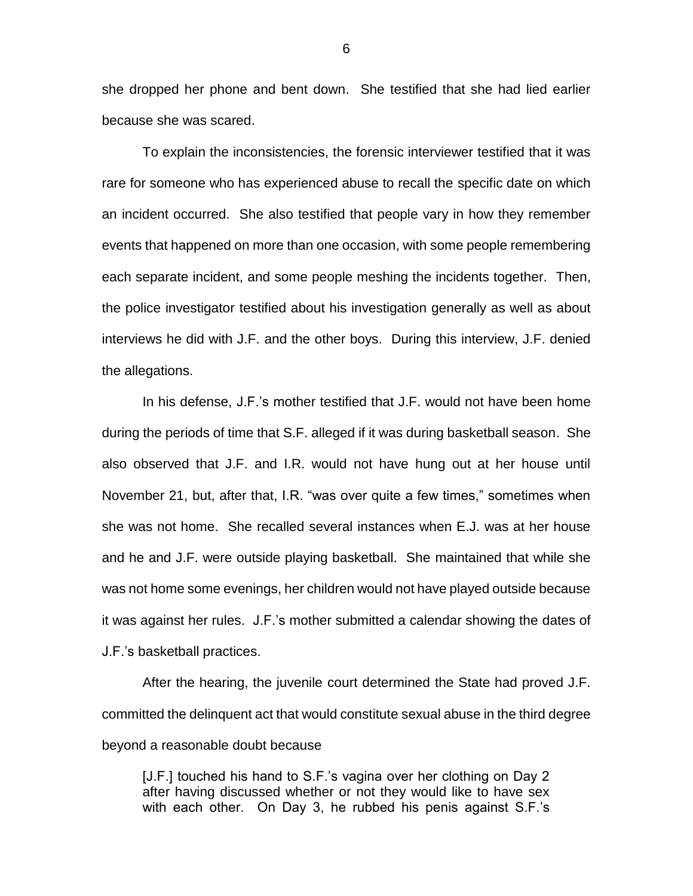she dropped her phone and bent down. She testified that she had lied earlier because she was scared.

To explain the inconsistencies, the forensic interviewer testified that it was rare for someone who has experienced abuse to recall the specific date on which an incident occurred. She also testified that people vary in how they remember events that happened on more than one occasion, with some people remembering each separate incident, and some people meshing the incidents together. Then, the police investigator testified about his investigation generally as well as about interviews he did with J.F. and the other boys. During this interview, J.F. denied the allegations.

In his defense, J.F.'s mother testified that J.F. would not have been home during the periods of time that S.F. alleged if it was during basketball season. She also observed that J.F. and I.R. would not have hung out at her house until November 21, but, after that, I.R. "was over quite a few times," sometimes when she was not home. She recalled several instances when E.J. was at her house and he and J.F. were outside playing basketball. She maintained that while she was not home some evenings, her children would not have played outside because it was against her rules. J.F.'s mother submitted a calendar showing the dates of J.F.'s basketball practices.

After the hearing, the juvenile court determined the State had proved J.F. committed the delinquent act that would constitute sexual abuse in the third degree beyond a reasonable doubt because

> [J.F.] touched his hand to S.F.'s vagina over her clothing on Day 2 after having discussed whether or not they would like to have sex with each other. On Day 3, he rubbed his penis against S.F.'s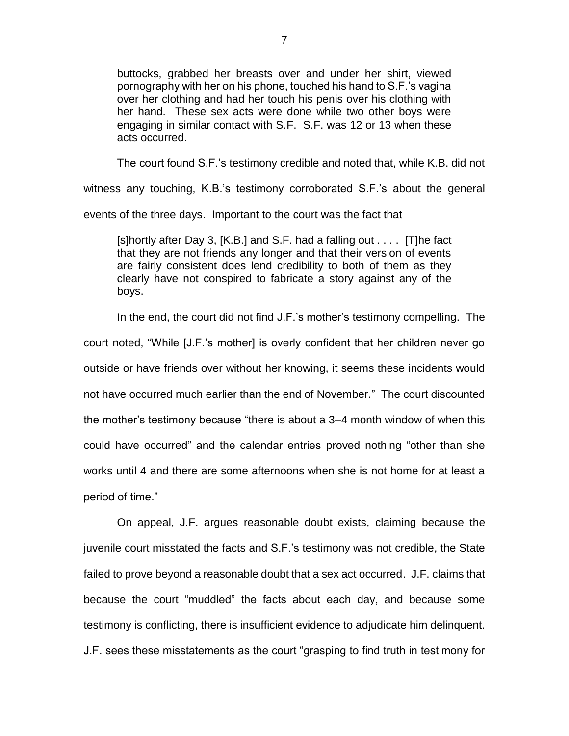> buttocks, grabbed her breasts over and under her shirt, viewed pornography with her on his phone, touched his hand to S.F.'s vagina over her clothing and had her touch his penis over his clothing with her hand. These sex acts were done while two other boys were engaging in similar contact with S.F. S.F. was 12 or 13 when these acts occurred.

The court found S.F.'s testimony credible and noted that, while K.B. did not witness any touching, K.B.'s testimony corroborated S.F.'s about the general events of the three days. Important to the court was the fact that

> [s]hortly after Day 3, [K.B.] and S.F. had a falling out . . . . [T]he fact that they are not friends any longer and that their version of events are fairly consistent does lend credibility to both of them as they clearly have not conspired to fabricate a story against any of the boys.

In the end, the court did not find J.F.'s mother's testimony compelling. The court noted, "While [J.F.'s mother] is overly confident that her children never go outside or have friends over without her knowing, it seems these incidents would not have occurred much earlier than the end of November." The court discounted the mother's testimony because "there is about a 3–4 month window of when this could have occurred" and the calendar entries proved nothing "other than she works until 4 and there are some afternoons when she is not home for at least a period of time."

On appeal, J.F. argues reasonable doubt exists, claiming because the juvenile court misstated the facts and S.F.'s testimony was not credible, the State failed to prove beyond a reasonable doubt that a sex act occurred. J.F. claims that because the court "muddled" the facts about each day, and because some testimony is conflicting, there is insufficient evidence to adjudicate him delinquent. J.F. sees these misstatements as the court "grasping to find truth in testimony for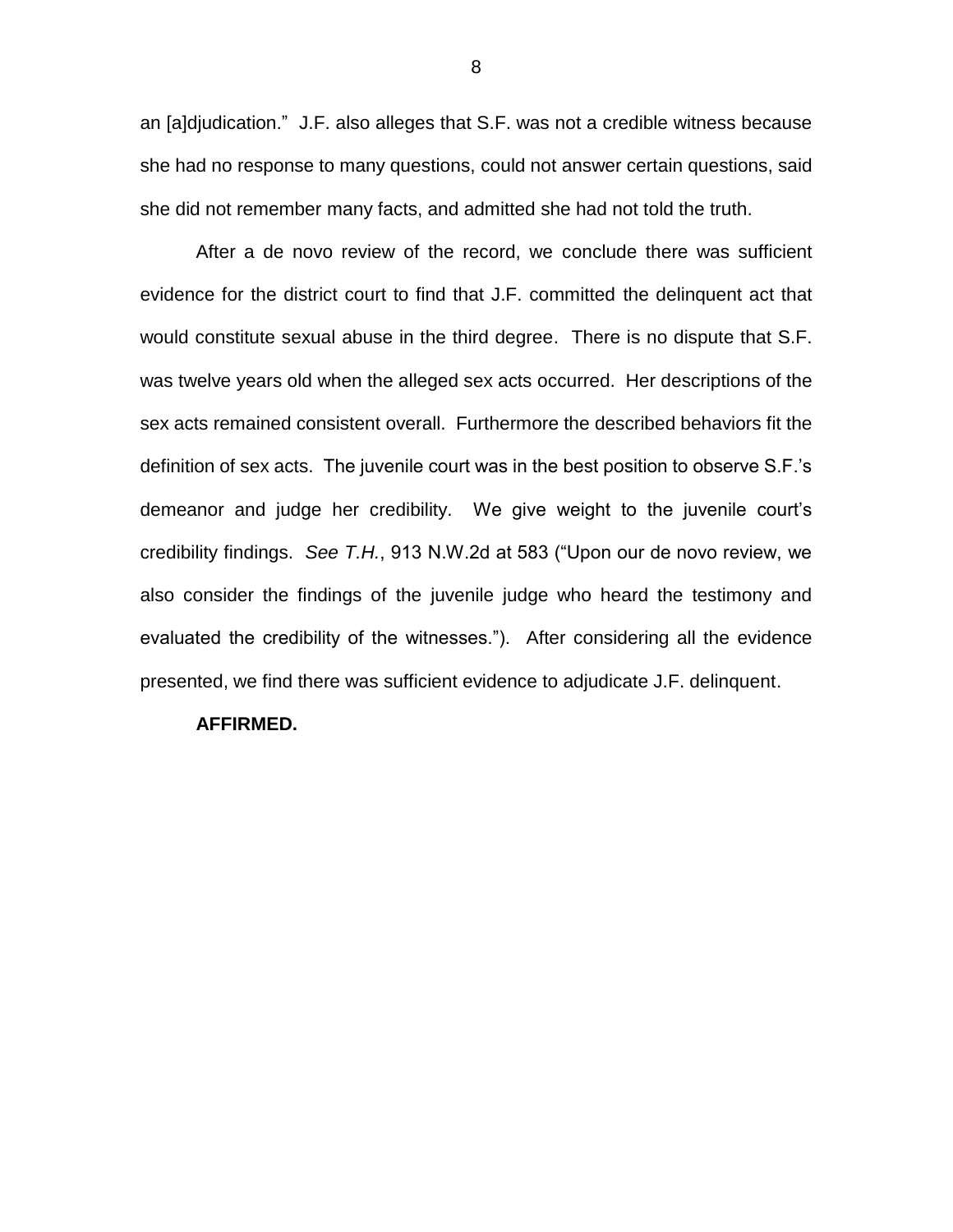an [a]djudication." J.F. also alleges that S.F. was not a credible witness because she had no response to many questions, could not answer certain questions, said she did not remember many facts, and admitted she had not told the truth.

After a de novo review of the record, we conclude there was sufficient evidence for the district court to find that J.F. committed the delinquent act that would constitute sexual abuse in the third degree. There is no dispute that S.F. was twelve years old when the alleged sex acts occurred. Her descriptions of the sex acts remained consistent overall. Furthermore the described behaviors fit the definition of sex acts. The juvenile court was in the best position to observe S.F.'s demeanor and judge her credibility. We give weight to the juvenile court's credibility findings. *See T.H.*, 913 N.W.2d at 583 ("Upon our de novo review, we also consider the findings of the juvenile judge who heard the testimony and evaluated the credibility of the witnesses."). After considering all the evidence presented, we find there was sufficient evidence to adjudicate J.F. delinquent.

**AFFIRMED.**